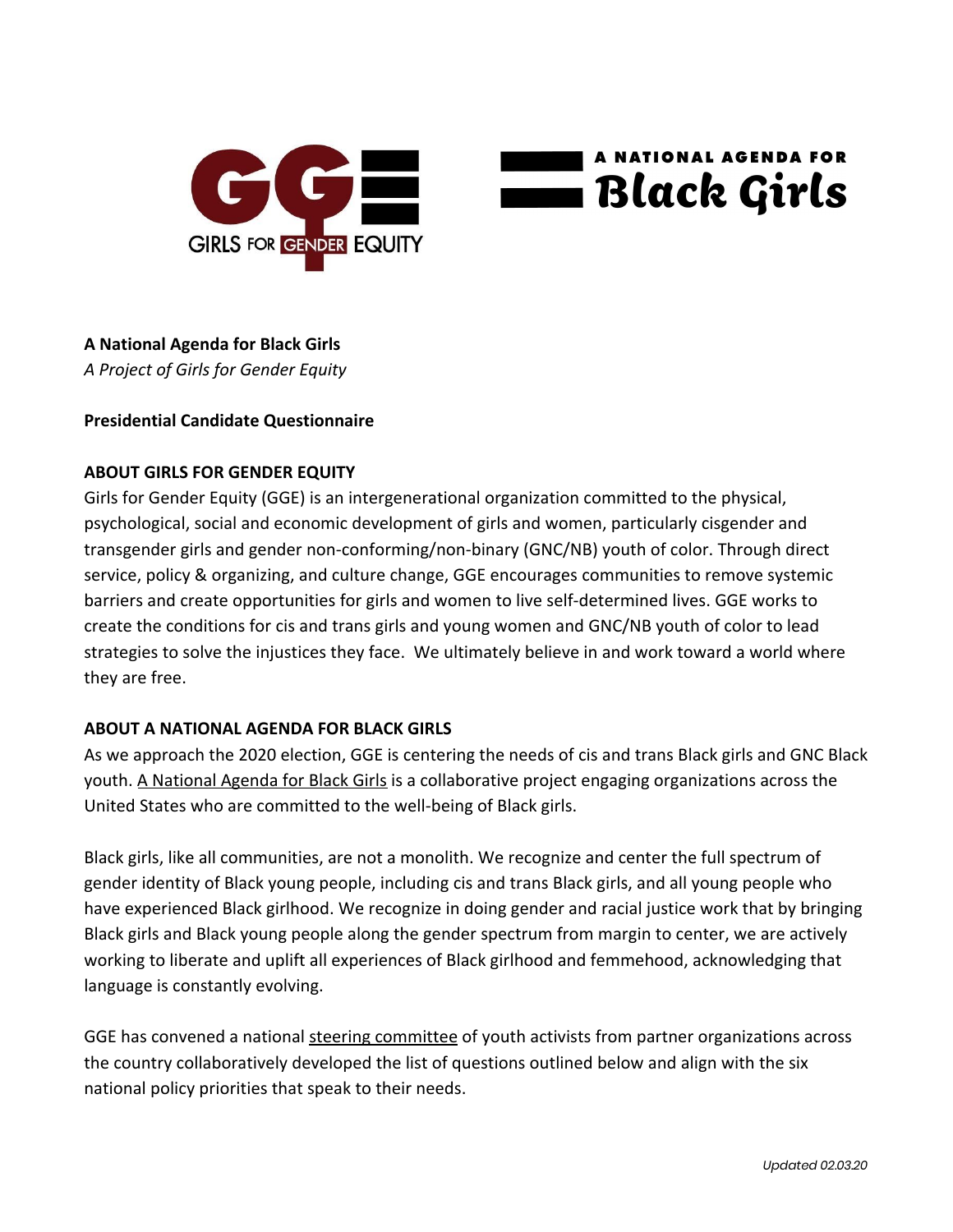**A National Agenda for Black Girls**
*A Project of Girls for Gender Equity*

**Presidential Candidate Questionnaire**

**ABOUT GIRLS FOR GENDER EQUITY**

Girls for Gender Equity (GGE) is an intergenerational organization committed to the physical, psychological, social and economic development of girls and women, particularly cisgender and transgender girls and gender non-conforming/non-binary (GNC/NB) youth of color. Through direct service, policy & organizing, and culture change, GGE encourages communities to remove systemic barriers and create opportunities for girls and women to live self-determined lives. GGE works to create the conditions for cis and trans girls and young women and GNC/NB youth of color to lead strategies to solve the injustices they face. We ultimately believe in and work toward a world where they are free.

**ABOUT A NATIONAL AGENDA FOR BLACK GIRLS**

As we approach the 2020 election, GGE is centering the needs of cis and trans Black girls and GNC Black youth. A National Agenda for Black Girls is a collaborative project engaging organizations across the United States who are committed to the well-being of Black girls.

Black girls, like all communities, are not a monolith. We recognize and center the full spectrum of gender identity of Black young people, including cis and trans Black girls, and all young people who have experienced Black girlhood. We recognize in doing gender and racial justice work that by bringing Black girls and Black young people along the gender spectrum from margin to center, we are actively working to liberate and uplift all experiences of Black girlhood and femmehood, acknowledging that language is constantly evolving.

GGE has convened a national steering committee of youth activists from partner organizations across the country collaboratively developed the list of questions outlined below and align with the six national policy priorities that speak to their needs.

*Updated 02.03.20*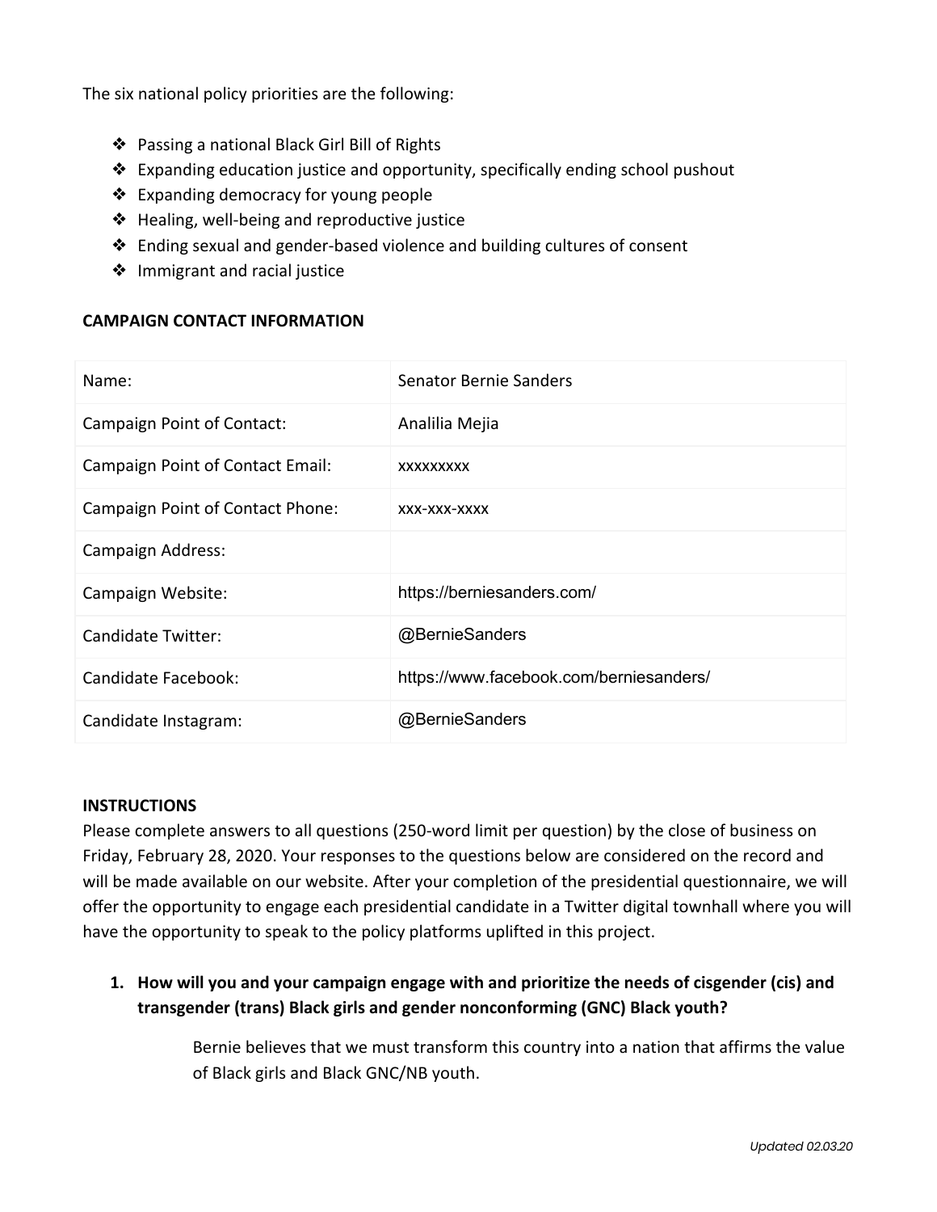The six national policy priorities are the following:

- Passing a national Black Girl Bill of Rights
- Expanding education justice and opportunity, specifically ending school pushout
- Expanding democracy for young people
- Healing, well-being and reproductive justice
- Ending sexual and gender-based violence and building cultures of consent
- Immigrant and racial justice

**CAMPAIGN CONTACT INFORMATION**

| | |
|---|---|
| Name: | Senator Bernie Sanders |
| Campaign Point of Contact: | Analilia Mejia |
| Campaign Point of Contact Email: | xxxxxxxxx |
| Campaign Point of Contact Phone: | xxx-xxx-xxxx |
| Campaign Address: | |
| Campaign Website: | https://berniesanders.com/ |
| Candidate Twitter: | @BernieSanders |
| Candidate Facebook: | https://www.facebook.com/berniesanders/ |
| Candidate Instagram: | @BernieSanders |

**INSTRUCTIONS**

Please complete answers to all questions (250-word limit per question) by the close of business on Friday, February 28, 2020. Your responses to the questions below are considered on the record and will be made available on our website. After your completion of the presidential questionnaire, we will offer the opportunity to engage each presidential candidate in a Twitter digital townhall where you will have the opportunity to speak to the policy platforms uplifted in this project.

1. **How will you and your campaign engage with and prioritize the needs of cisgender (cis) and transgender (trans) Black girls and gender nonconforming (GNC) Black youth?**

   Bernie believes that we must transform this country into a nation that affirms the value of Black girls and Black GNC/NB youth.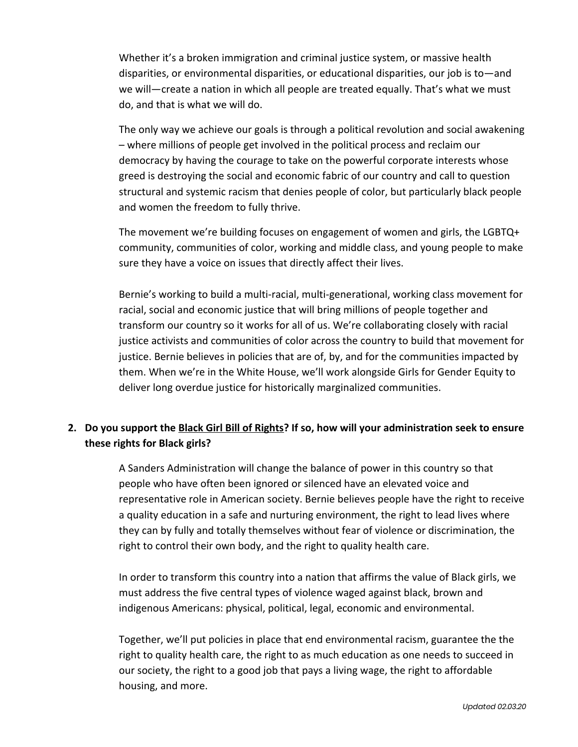Whether it's a broken immigration and criminal justice system, or massive health disparities, or environmental disparities, or educational disparities, our job is to—and we will—create a nation in which all people are treated equally. That's what we must do, and that is what we will do.

The only way we achieve our goals is through a political revolution and social awakening – where millions of people get involved in the political process and reclaim our democracy by having the courage to take on the powerful corporate interests whose greed is destroying the social and economic fabric of our country and call to question structural and systemic racism that denies people of color, but particularly black people and women the freedom to fully thrive.

The movement we're building focuses on engagement of women and girls, the LGBTQ+ community, communities of color, working and middle class, and young people to make sure they have a voice on issues that directly affect their lives.

Bernie's working to build a multi-racial, multi-generational, working class movement for racial, social and economic justice that will bring millions of people together and transform our country so it works for all of us. We're collaborating closely with racial justice activists and communities of color across the country to build that movement for justice. Bernie believes in policies that are of, by, and for the communities impacted by them. When we're in the White House, we'll work alongside Girls for Gender Equity to deliver long overdue justice for historically marginalized communities.

**2. Do you support the Black Girl Bill of Rights? If so, how will your administration seek to ensure these rights for Black girls?**

A Sanders Administration will change the balance of power in this country so that people who have often been ignored or silenced have an elevated voice and representative role in American society. Bernie believes people have the right to receive a quality education in a safe and nurturing environment, the right to lead lives where they can by fully and totally themselves without fear of violence or discrimination, the right to control their own body, and the right to quality health care.

In order to transform this country into a nation that affirms the value of Black girls, we must address the five central types of violence waged against black, brown and indigenous Americans: physical, political, legal, economic and environmental.

Together, we'll put policies in place that end environmental racism, guarantee the the right to quality health care, the right to as much education as one needs to succeed in our society, the right to a good job that pays a living wage, the right to affordable housing, and more.

*Updated 02.03.20*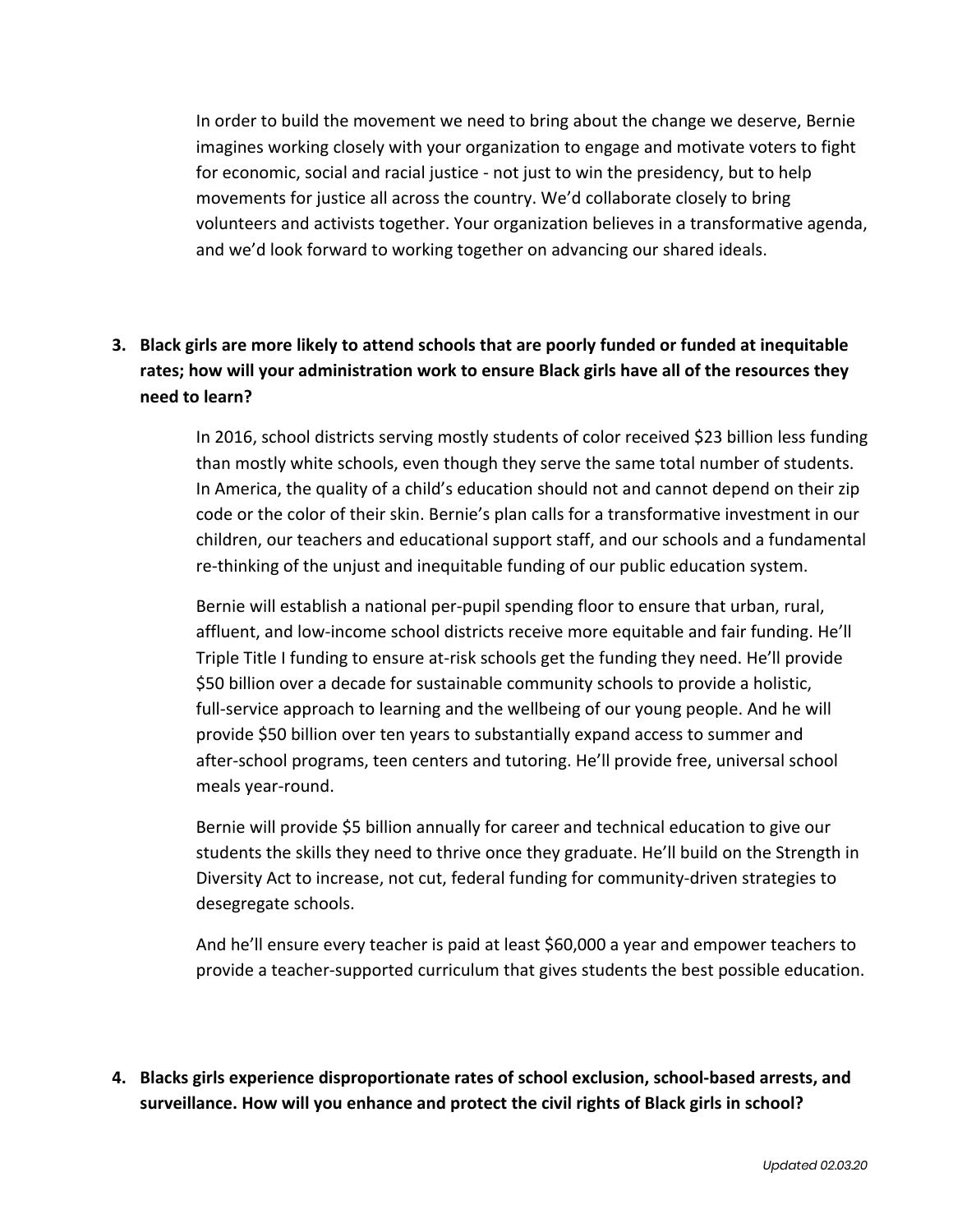In order to build the movement we need to bring about the change we deserve, Bernie imagines working closely with your organization to engage and motivate voters to fight for economic, social and racial justice - not just to win the presidency, but to help movements for justice all across the country. We'd collaborate closely to bring volunteers and activists together. Your organization believes in a transformative agenda, and we'd look forward to working together on advancing our shared ideals.

**3. Black girls are more likely to attend schools that are poorly funded or funded at inequitable rates; how will your administration work to ensure Black girls have all of the resources they need to learn?**

In 2016, school districts serving mostly students of color received $23 billion less funding than mostly white schools, even though they serve the same total number of students. In America, the quality of a child's education should not and cannot depend on their zip code or the color of their skin. Bernie's plan calls for a transformative investment in our children, our teachers and educational support staff, and our schools and a fundamental re-thinking of the unjust and inequitable funding of our public education system.

Bernie will establish a national per-pupil spending floor to ensure that urban, rural, affluent, and low-income school districts receive more equitable and fair funding. He'll Triple Title I funding to ensure at-risk schools get the funding they need. He'll provide $50 billion over a decade for sustainable community schools to provide a holistic, full-service approach to learning and the wellbeing of our young people. And he will provide $50 billion over ten years to substantially expand access to summer and after-school programs, teen centers and tutoring. He'll provide free, universal school meals year-round.

Bernie will provide $5 billion annually for career and technical education to give our students the skills they need to thrive once they graduate. He'll build on the Strength in Diversity Act to increase, not cut, federal funding for community-driven strategies to desegregate schools.

And he'll ensure every teacher is paid at least $60,000 a year and empower teachers to provide a teacher-supported curriculum that gives students the best possible education.

**4. Blacks girls experience disproportionate rates of school exclusion, school-based arrests, and surveillance. How will you enhance and protect the civil rights of Black girls in school?**

*Updated 02.03.20*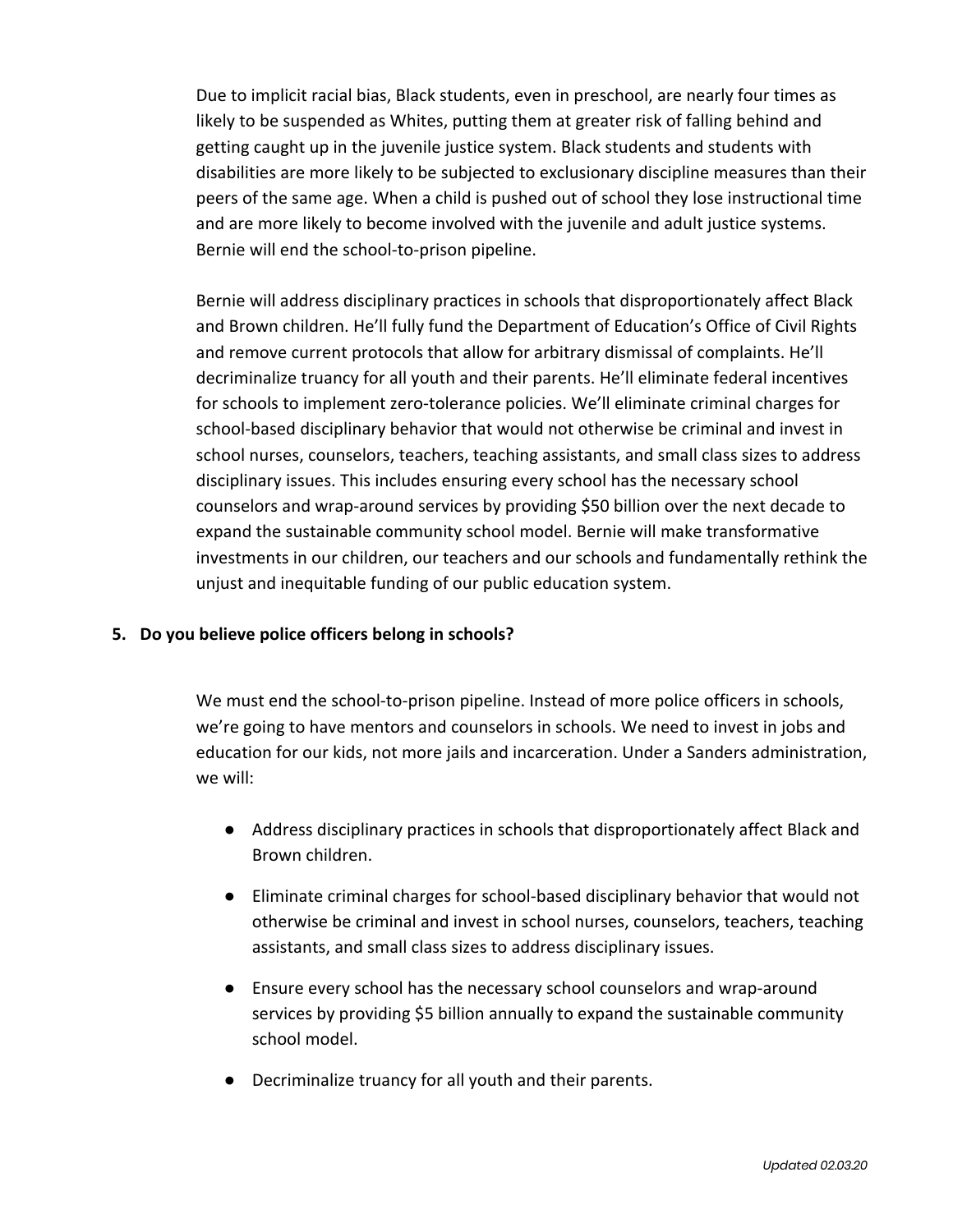Due to implicit racial bias, Black students, even in preschool, are nearly four times as likely to be suspended as Whites, putting them at greater risk of falling behind and getting caught up in the juvenile justice system. Black students and students with disabilities are more likely to be subjected to exclusionary discipline measures than their peers of the same age. When a child is pushed out of school they lose instructional time and are more likely to become involved with the juvenile and adult justice systems. Bernie will end the school-to-prison pipeline.

Bernie will address disciplinary practices in schools that disproportionately affect Black and Brown children. He'll fully fund the Department of Education's Office of Civil Rights and remove current protocols that allow for arbitrary dismissal of complaints. He'll decriminalize truancy for all youth and their parents. He'll eliminate federal incentives for schools to implement zero-tolerance policies. We'll eliminate criminal charges for school-based disciplinary behavior that would not otherwise be criminal and invest in school nurses, counselors, teachers, teaching assistants, and small class sizes to address disciplinary issues. This includes ensuring every school has the necessary school counselors and wrap-around services by providing $50 billion over the next decade to expand the sustainable community school model. Bernie will make transformative investments in our children, our teachers and our schools and fundamentally rethink the unjust and inequitable funding of our public education system.

**5. Do you believe police officers belong in schools?**

We must end the school-to-prison pipeline. Instead of more police officers in schools, we're going to have mentors and counselors in schools. We need to invest in jobs and education for our kids, not more jails and incarceration. Under a Sanders administration, we will:

- Address disciplinary practices in schools that disproportionately affect Black and Brown children.
- Eliminate criminal charges for school-based disciplinary behavior that would not otherwise be criminal and invest in school nurses, counselors, teachers, teaching assistants, and small class sizes to address disciplinary issues.
- Ensure every school has the necessary school counselors and wrap-around services by providing $5 billion annually to expand the sustainable community school model.
- Decriminalize truancy for all youth and their parents.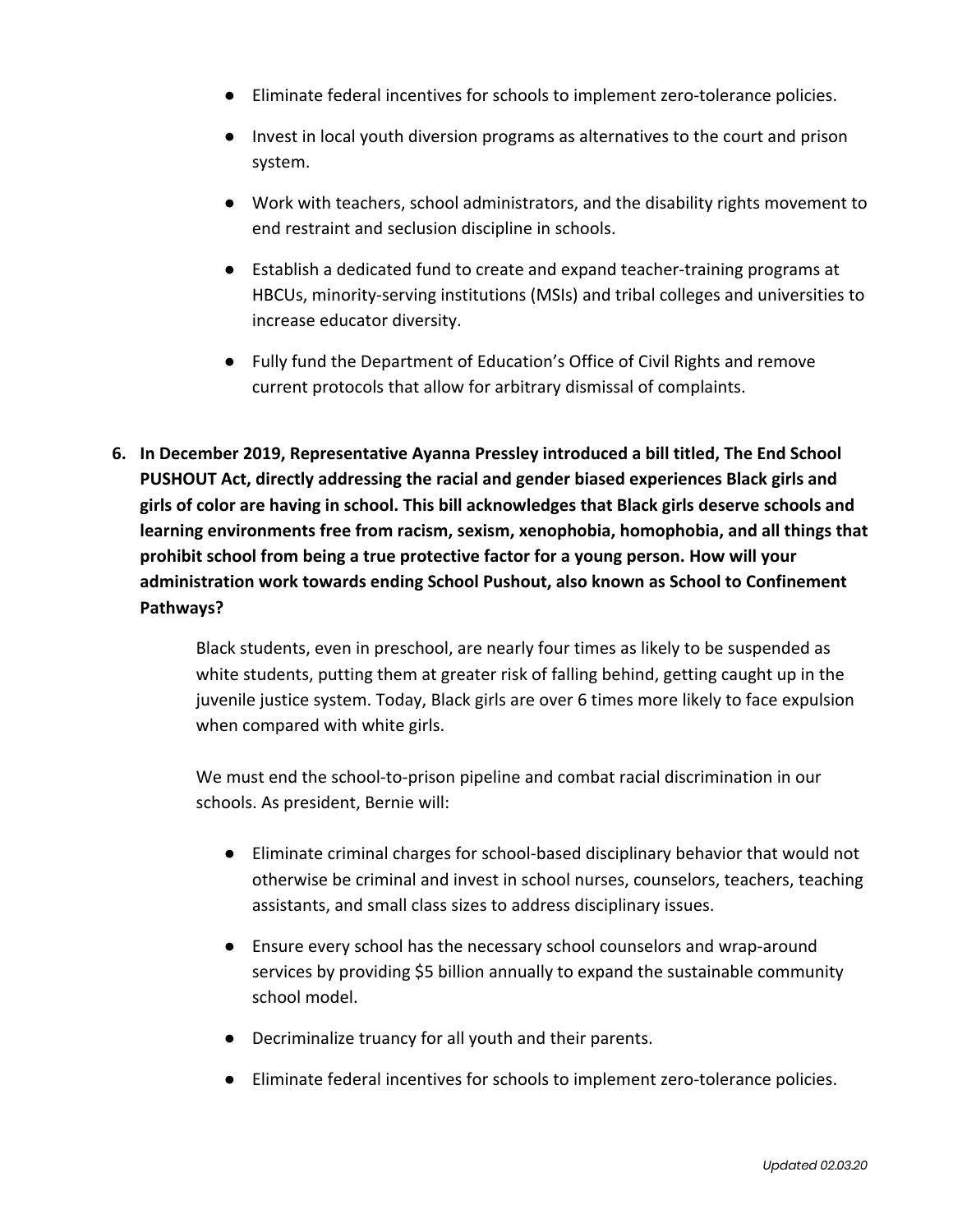- Eliminate federal incentives for schools to implement zero-tolerance policies.
- Invest in local youth diversion programs as alternatives to the court and prison system.
- Work with teachers, school administrators, and the disability rights movement to end restraint and seclusion discipline in schools.
- Establish a dedicated fund to create and expand teacher-training programs at HBCUs, minority-serving institutions (MSIs) and tribal colleges and universities to increase educator diversity.
- Fully fund the Department of Education's Office of Civil Rights and remove current protocols that allow for arbitrary dismissal of complaints.

6. **In December 2019, Representative Ayanna Pressley introduced a bill titled, The End School PUSHOUT Act, directly addressing the racial and gender biased experiences Black girls and girls of color are having in school. This bill acknowledges that Black girls deserve schools and learning environments free from racism, sexism, xenophobia, homophobia, and all things that prohibit school from being a true protective factor for a young person. How will your administration work towards ending School Pushout, also known as School to Confinement Pathways?**

   Black students, even in preschool, are nearly four times as likely to be suspended as white students, putting them at greater risk of falling behind, getting caught up in the juvenile justice system. Today, Black girls are over 6 times more likely to face expulsion when compared with white girls.

   We must end the school-to-prison pipeline and combat racial discrimination in our schools. As president, Bernie will:

   - Eliminate criminal charges for school-based disciplinary behavior that would not otherwise be criminal and invest in school nurses, counselors, teachers, teaching assistants, and small class sizes to address disciplinary issues.
   - Ensure every school has the necessary school counselors and wrap-around services by providing $5 billion annually to expand the sustainable community school model.
   - Decriminalize truancy for all youth and their parents.
   - Eliminate federal incentives for schools to implement zero-tolerance policies.

*Updated 02.03.20*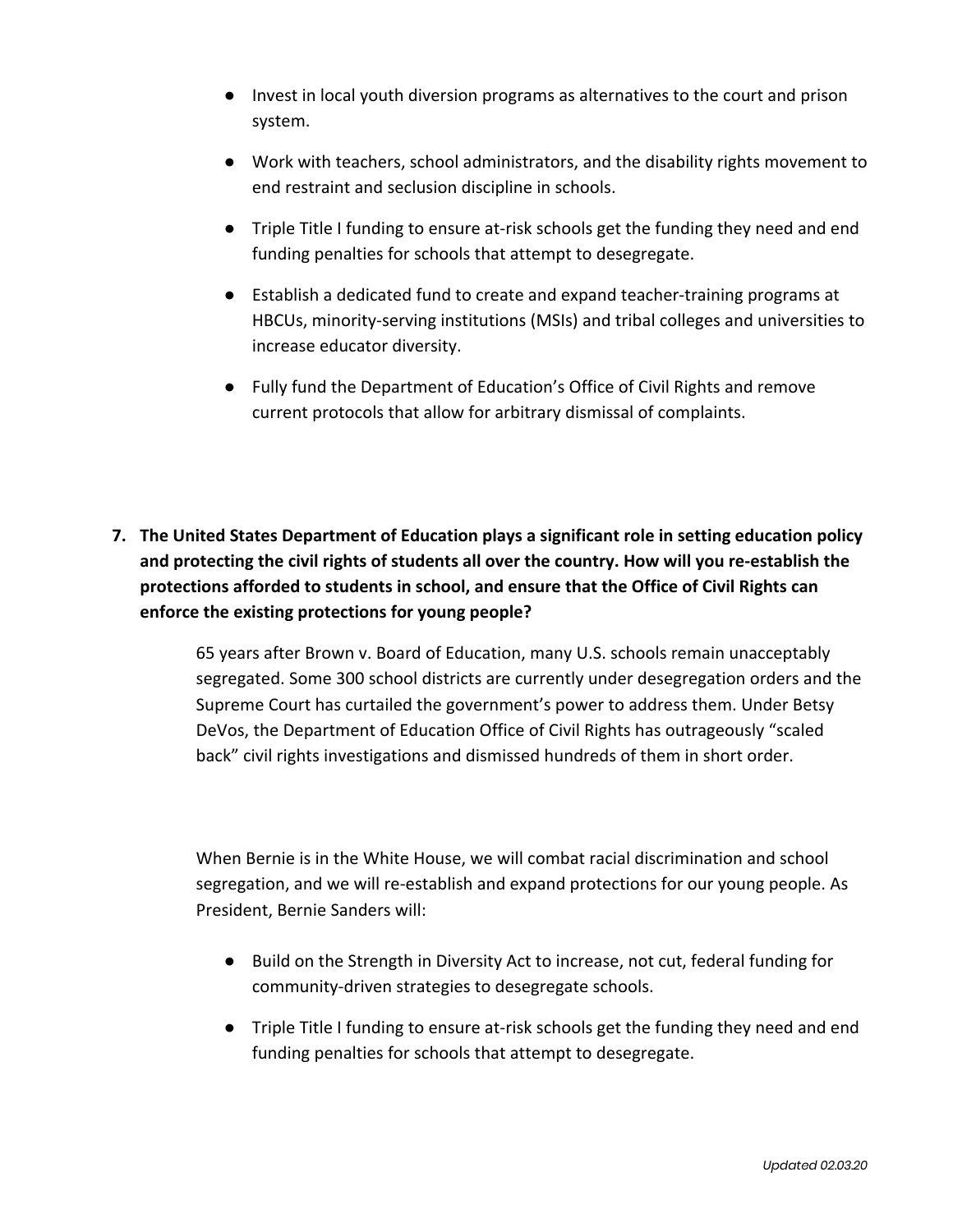- Invest in local youth diversion programs as alternatives to the court and prison system.
- Work with teachers, school administrators, and the disability rights movement to end restraint and seclusion discipline in schools.
- Triple Title I funding to ensure at-risk schools get the funding they need and end funding penalties for schools that attempt to desegregate.
- Establish a dedicated fund to create and expand teacher-training programs at HBCUs, minority-serving institutions (MSIs) and tribal colleges and universities to increase educator diversity.
- Fully fund the Department of Education's Office of Civil Rights and remove current protocols that allow for arbitrary dismissal of complaints.

**7. The United States Department of Education plays a significant role in setting education policy and protecting the civil rights of students all over the country. How will you re-establish the protections afforded to students in school, and ensure that the Office of Civil Rights can enforce the existing protections for young people?**

65 years after Brown v. Board of Education, many U.S. schools remain unacceptably segregated. Some 300 school districts are currently under desegregation orders and the Supreme Court has curtailed the government's power to address them. Under Betsy DeVos, the Department of Education Office of Civil Rights has outrageously "scaled back" civil rights investigations and dismissed hundreds of them in short order.

When Bernie is in the White House, we will combat racial discrimination and school segregation, and we will re-establish and expand protections for our young people. As President, Bernie Sanders will:

- Build on the Strength in Diversity Act to increase, not cut, federal funding for community-driven strategies to desegregate schools.
- Triple Title I funding to ensure at-risk schools get the funding they need and end funding penalties for schools that attempt to desegregate.

*Updated 02.03.20*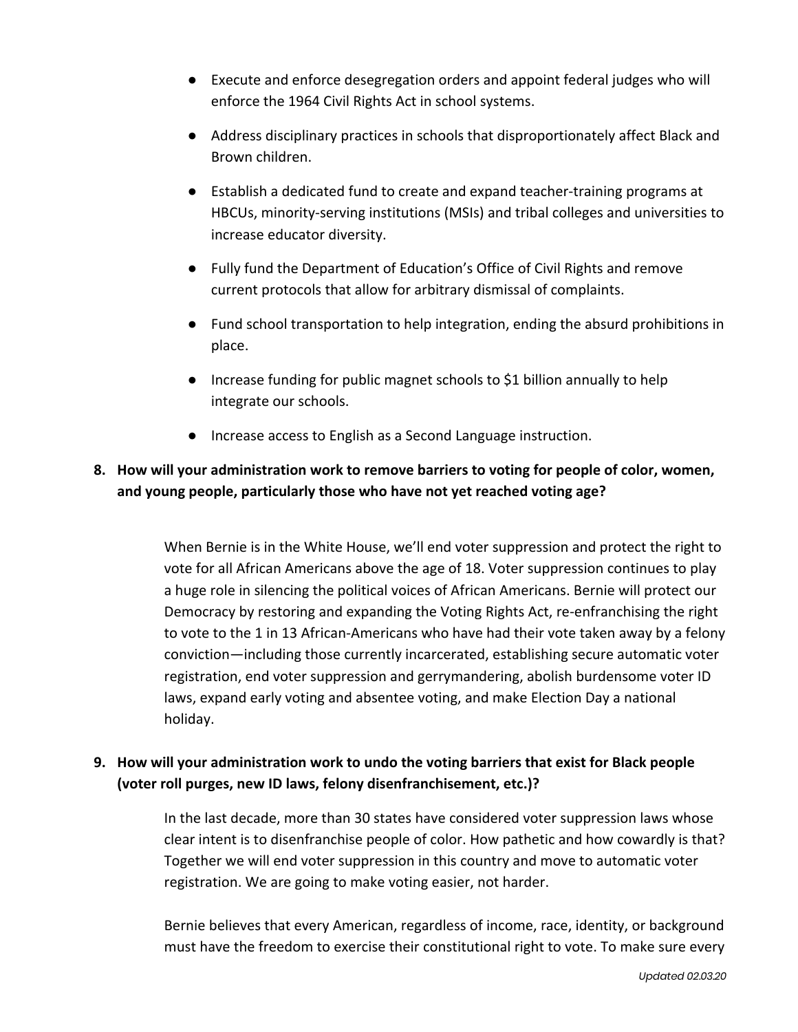- Execute and enforce desegregation orders and appoint federal judges who will enforce the 1964 Civil Rights Act in school systems.
- Address disciplinary practices in schools that disproportionately affect Black and Brown children.
- Establish a dedicated fund to create and expand teacher-training programs at HBCUs, minority-serving institutions (MSIs) and tribal colleges and universities to increase educator diversity.
- Fully fund the Department of Education's Office of Civil Rights and remove current protocols that allow for arbitrary dismissal of complaints.
- Fund school transportation to help integration, ending the absurd prohibitions in place.
- Increase funding for public magnet schools to $1 billion annually to help integrate our schools.
- Increase access to English as a Second Language instruction.

**8. How will your administration work to remove barriers to voting for people of color, women, and young people, particularly those who have not yet reached voting age?**

When Bernie is in the White House, we'll end voter suppression and protect the right to vote for all African Americans above the age of 18. Voter suppression continues to play a huge role in silencing the political voices of African Americans. Bernie will protect our Democracy by restoring and expanding the Voting Rights Act, re-enfranchising the right to vote to the 1 in 13 African-Americans who have had their vote taken away by a felony conviction—including those currently incarcerated, establishing secure automatic voter registration, end voter suppression and gerrymandering, abolish burdensome voter ID laws, expand early voting and absentee voting, and make Election Day a national holiday.

**9. How will your administration work to undo the voting barriers that exist for Black people (voter roll purges, new ID laws, felony disenfranchisement, etc.)?**

In the last decade, more than 30 states have considered voter suppression laws whose clear intent is to disenfranchise people of color. How pathetic and how cowardly is that? Together we will end voter suppression in this country and move to automatic voter registration. We are going to make voting easier, not harder.

Bernie believes that every American, regardless of income, race, identity, or background must have the freedom to exercise their constitutional right to vote. To make sure every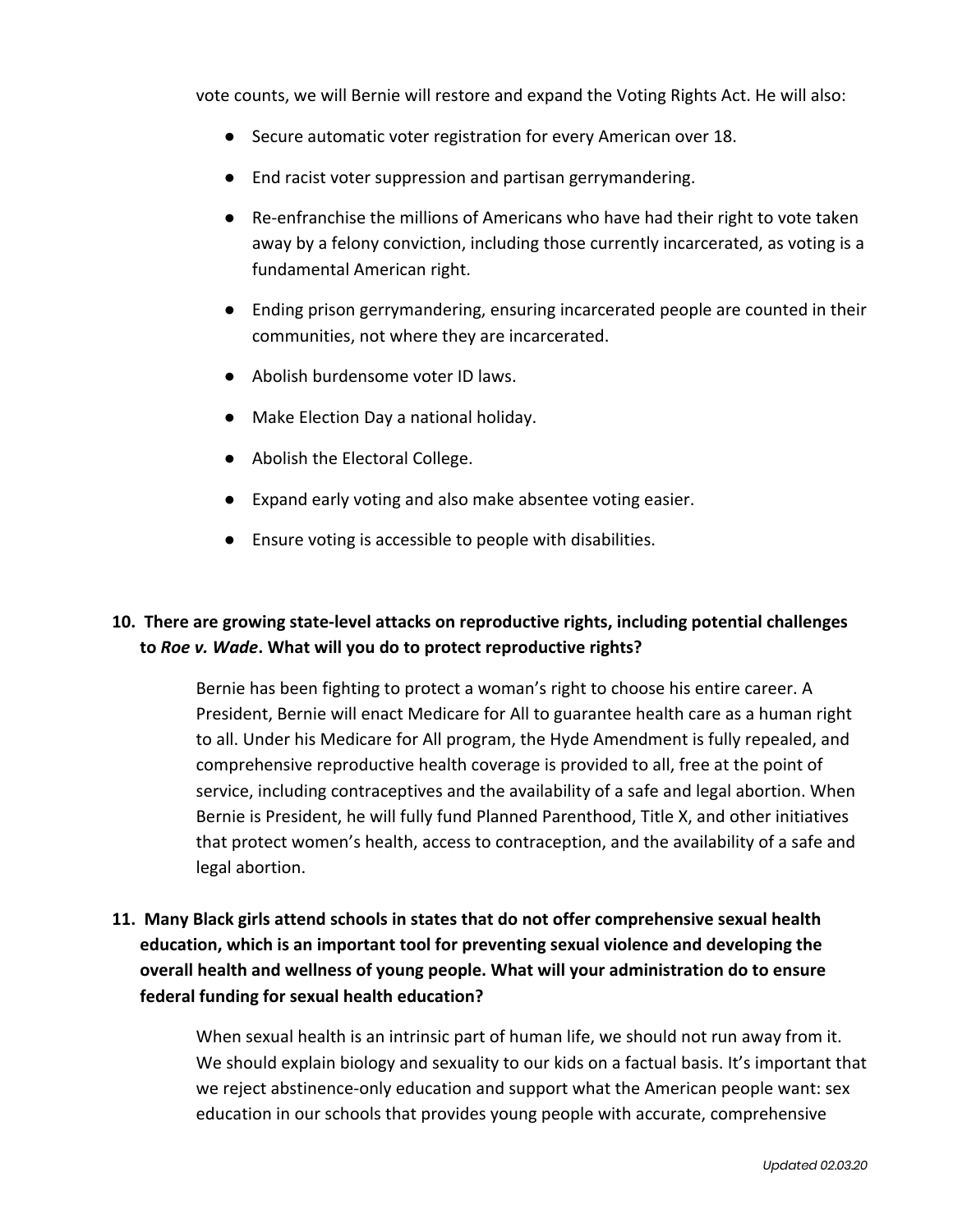vote counts, we will Bernie will restore and expand the Voting Rights Act. He will also:

- Secure automatic voter registration for every American over 18.
- End racist voter suppression and partisan gerrymandering.
- Re-enfranchise the millions of Americans who have had their right to vote taken away by a felony conviction, including those currently incarcerated, as voting is a fundamental American right.
- Ending prison gerrymandering, ensuring incarcerated people are counted in their communities, not where they are incarcerated.
- Abolish burdensome voter ID laws.
- Make Election Day a national holiday.
- Abolish the Electoral College.
- Expand early voting and also make absentee voting easier.
- Ensure voting is accessible to people with disabilities.

**10. There are growing state-level attacks on reproductive rights, including potential challenges to *Roe v. Wade*. What will you do to protect reproductive rights?**

Bernie has been fighting to protect a woman's right to choose his entire career. A President, Bernie will enact Medicare for All to guarantee health care as a human right to all. Under his Medicare for All program, the Hyde Amendment is fully repealed, and comprehensive reproductive health coverage is provided to all, free at the point of service, including contraceptives and the availability of a safe and legal abortion. When Bernie is President, he will fully fund Planned Parenthood, Title X, and other initiatives that protect women's health, access to contraception, and the availability of a safe and legal abortion.

**11. Many Black girls attend schools in states that do not offer comprehensive sexual health education, which is an important tool for preventing sexual violence and developing the overall health and wellness of young people. What will your administration do to ensure federal funding for sexual health education?**

When sexual health is an intrinsic part of human life, we should not run away from it. We should explain biology and sexuality to our kids on a factual basis. It's important that we reject abstinence-only education and support what the American people want: sex education in our schools that provides young people with accurate, comprehensive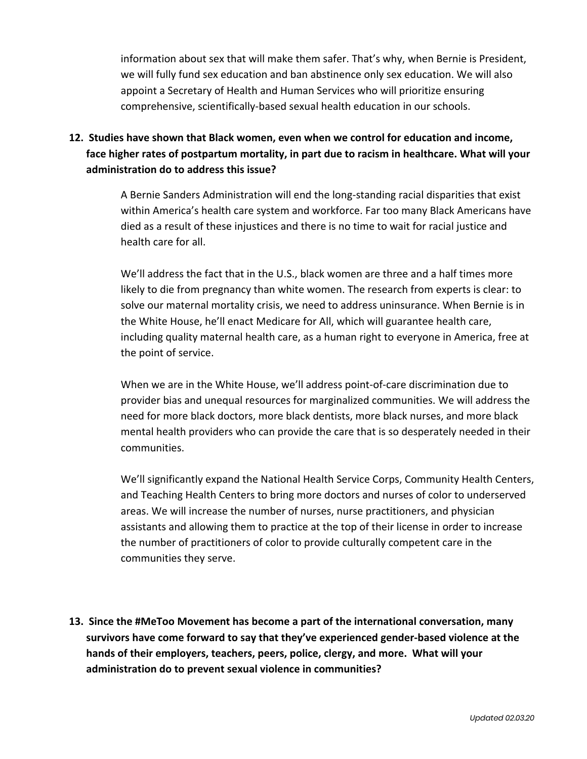information about sex that will make them safer. That's why, when Bernie is President, we will fully fund sex education and ban abstinence only sex education. We will also appoint a Secretary of Health and Human Services who will prioritize ensuring comprehensive, scientifically-based sexual health education in our schools.

**12. Studies have shown that Black women, even when we control for education and income, face higher rates of postpartum mortality, in part due to racism in healthcare. What will your administration do to address this issue?**

A Bernie Sanders Administration will end the long-standing racial disparities that exist within America's health care system and workforce. Far too many Black Americans have died as a result of these injustices and there is no time to wait for racial justice and health care for all.

We'll address the fact that in the U.S., black women are three and a half times more likely to die from pregnancy than white women. The research from experts is clear: to solve our maternal mortality crisis, we need to address uninsurance. When Bernie is in the White House, he'll enact Medicare for All, which will guarantee health care, including quality maternal health care, as a human right to everyone in America, free at the point of service.

When we are in the White House, we'll address point-of-care discrimination due to provider bias and unequal resources for marginalized communities. We will address the need for more black doctors, more black dentists, more black nurses, and more black mental health providers who can provide the care that is so desperately needed in their communities.

We'll significantly expand the National Health Service Corps, Community Health Centers, and Teaching Health Centers to bring more doctors and nurses of color to underserved areas. We will increase the number of nurses, nurse practitioners, and physician assistants and allowing them to practice at the top of their license in order to increase the number of practitioners of color to provide culturally competent care in the communities they serve.

**13. Since the #MeToo Movement has become a part of the international conversation, many survivors have come forward to say that they've experienced gender-based violence at the hands of their employers, teachers, peers, police, clergy, and more. What will your administration do to prevent sexual violence in communities?**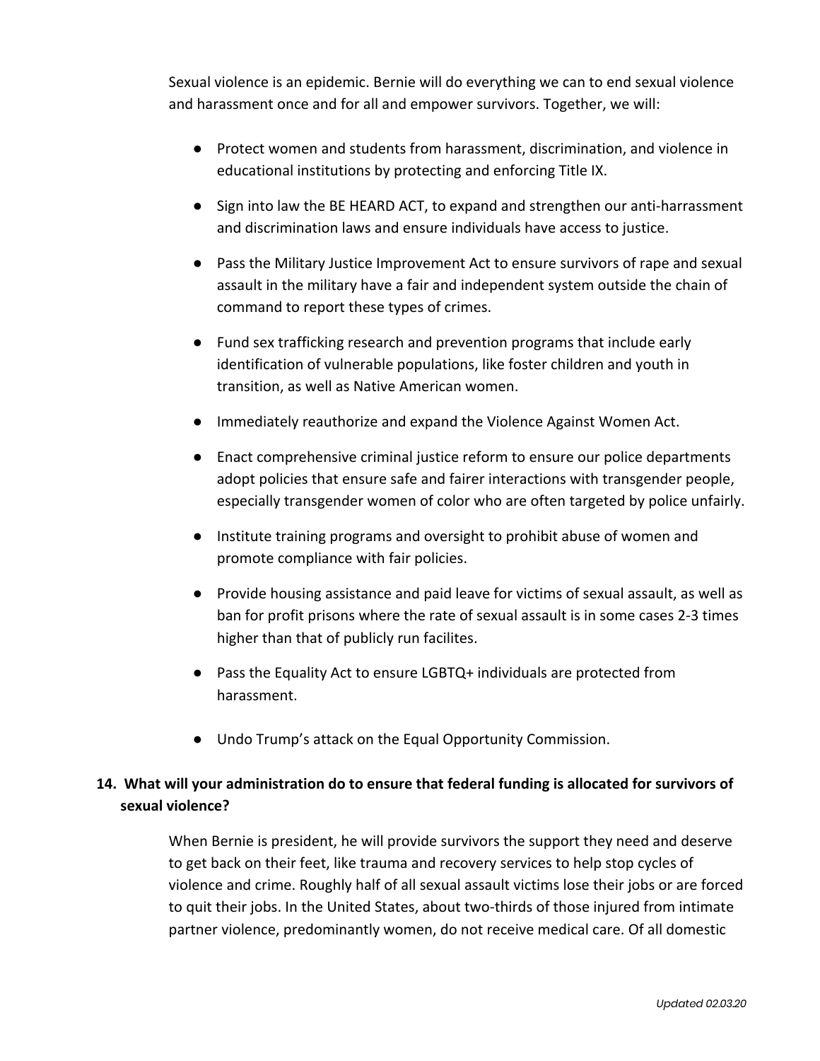Sexual violence is an epidemic. Bernie will do everything we can to end sexual violence and harassment once and for all and empower survivors. Together, we will:

- Protect women and students from harassment, discrimination, and violence in educational institutions by protecting and enforcing Title IX.
- Sign into law the BE HEARD ACT, to expand and strengthen our anti-harrassment and discrimination laws and ensure individuals have access to justice.
- Pass the Military Justice Improvement Act to ensure survivors of rape and sexual assault in the military have a fair and independent system outside the chain of command to report these types of crimes.
- Fund sex trafficking research and prevention programs that include early identification of vulnerable populations, like foster children and youth in transition, as well as Native American women.
- Immediately reauthorize and expand the Violence Against Women Act.
- Enact comprehensive criminal justice reform to ensure our police departments adopt policies that ensure safe and fairer interactions with transgender people, especially transgender women of color who are often targeted by police unfairly.
- Institute training programs and oversight to prohibit abuse of women and promote compliance with fair policies.
- Provide housing assistance and paid leave for victims of sexual assault, as well as ban for profit prisons where the rate of sexual assault is in some cases 2-3 times higher than that of publicly run facilites.
- Pass the Equality Act to ensure LGBTQ+ individuals are protected from harassment.
- Undo Trump's attack on the Equal Opportunity Commission.

**14. What will your administration do to ensure that federal funding is allocated for survivors of sexual violence?**

When Bernie is president, he will provide survivors the support they need and deserve to get back on their feet, like trauma and recovery services to help stop cycles of violence and crime. Roughly half of all sexual assault victims lose their jobs or are forced to quit their jobs. In the United States, about two-thirds of those injured from intimate partner violence, predominantly women, do not receive medical care. Of all domestic

*Updated 02.03.20*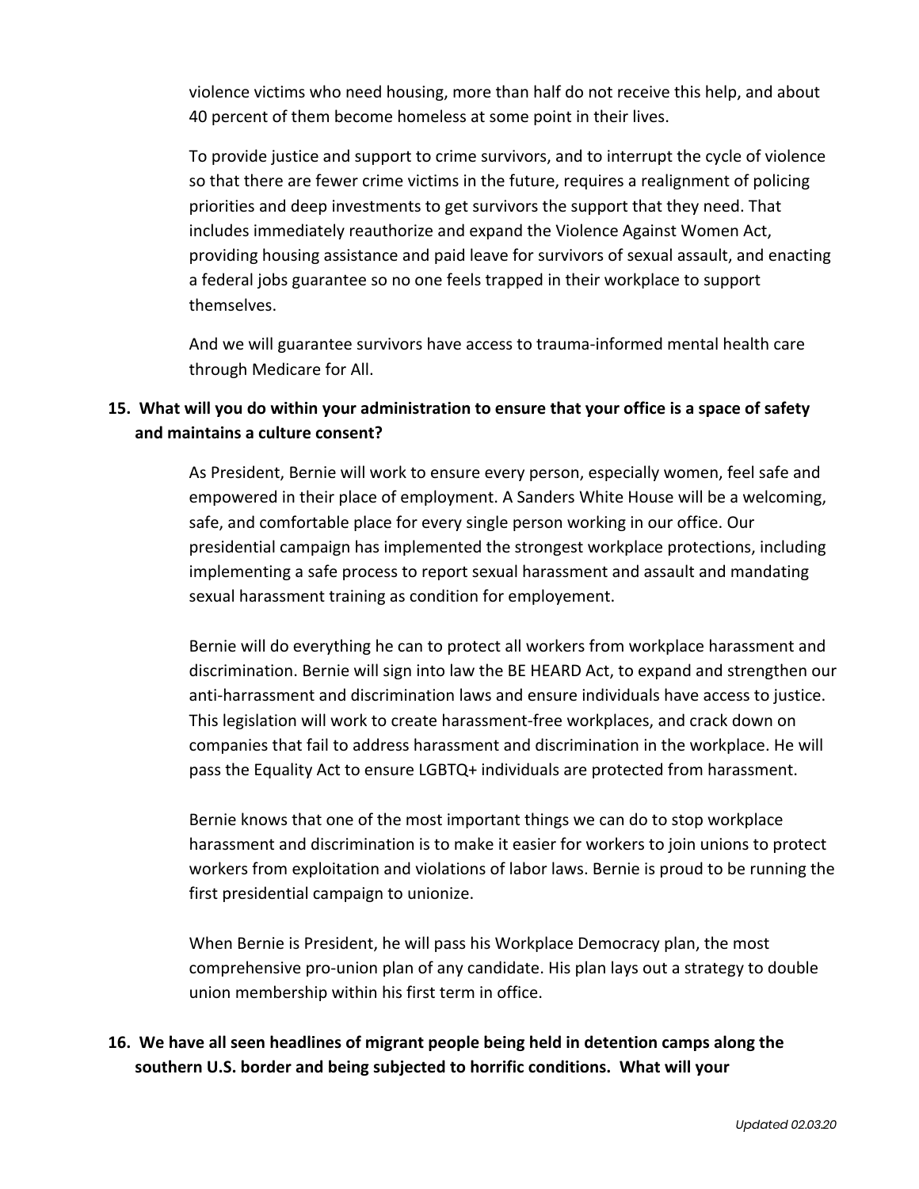violence victims who need housing, more than half do not receive this help, and about 40 percent of them become homeless at some point in their lives.

To provide justice and support to crime survivors, and to interrupt the cycle of violence so that there are fewer crime victims in the future, requires a realignment of policing priorities and deep investments to get survivors the support that they need. That includes immediately reauthorize and expand the Violence Against Women Act, providing housing assistance and paid leave for survivors of sexual assault, and enacting a federal jobs guarantee so no one feels trapped in their workplace to support themselves.

And we will guarantee survivors have access to trauma-informed mental health care through Medicare for All.

**15. What will you do within your administration to ensure that your office is a space of safety and maintains a culture consent?**

As President, Bernie will work to ensure every person, especially women, feel safe and empowered in their place of employment. A Sanders White House will be a welcoming, safe, and comfortable place for every single person working in our office. Our presidential campaign has implemented the strongest workplace protections, including implementing a safe process to report sexual harassment and assault and mandating sexual harassment training as condition for employement.

Bernie will do everything he can to protect all workers from workplace harassment and discrimination. Bernie will sign into law the BE HEARD Act, to expand and strengthen our anti-harrassment and discrimination laws and ensure individuals have access to justice. This legislation will work to create harassment-free workplaces, and crack down on companies that fail to address harassment and discrimination in the workplace. He will pass the Equality Act to ensure LGBTQ+ individuals are protected from harassment.

Bernie knows that one of the most important things we can do to stop workplace harassment and discrimination is to make it easier for workers to join unions to protect workers from exploitation and violations of labor laws. Bernie is proud to be running the first presidential campaign to unionize.

When Bernie is President, he will pass his Workplace Democracy plan, the most comprehensive pro-union plan of any candidate. His plan lays out a strategy to double union membership within his first term in office.

**16. We have all seen headlines of migrant people being held in detention camps along the southern U.S. border and being subjected to horrific conditions. What will your**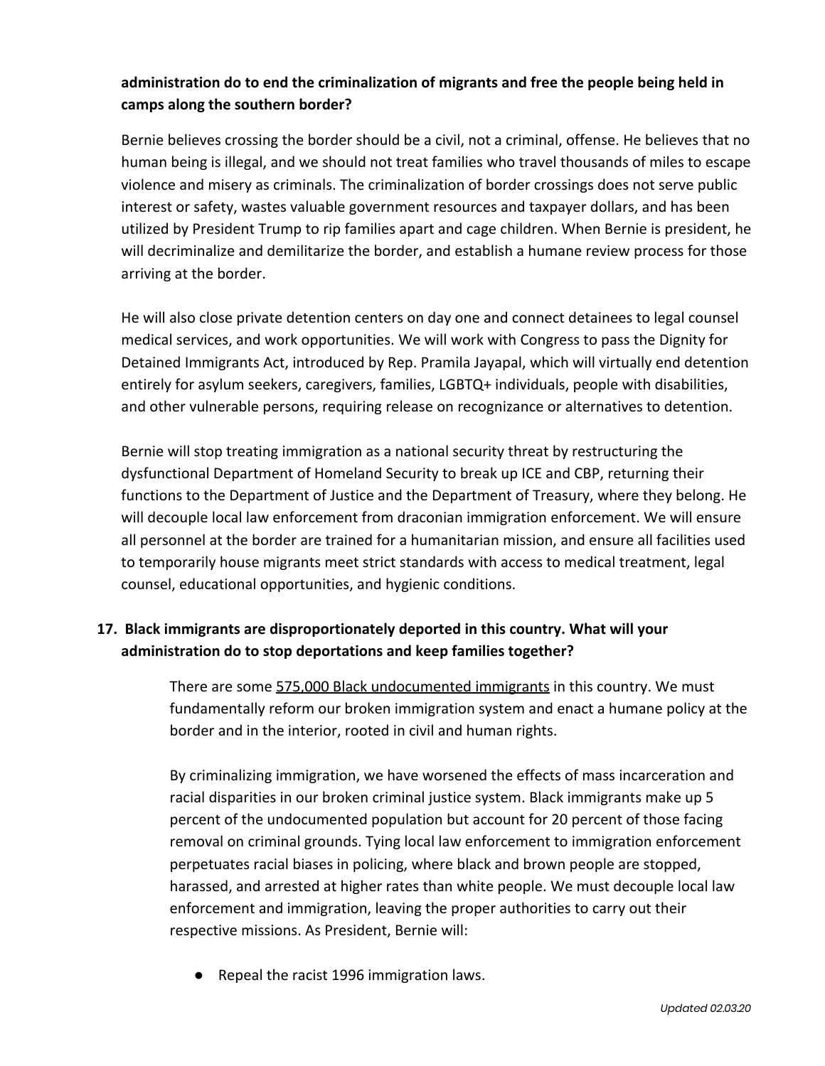**administration do to end the criminalization of migrants and free the people being held in camps along the southern border?**

Bernie believes crossing the border should be a civil, not a criminal, offense. He believes that no human being is illegal, and we should not treat families who travel thousands of miles to escape violence and misery as criminals. The criminalization of border crossings does not serve public interest or safety, wastes valuable government resources and taxpayer dollars, and has been utilized by President Trump to rip families apart and cage children. When Bernie is president, he will decriminalize and demilitarize the border, and establish a humane review process for those arriving at the border.

He will also close private detention centers on day one and connect detainees to legal counsel medical services, and work opportunities. We will work with Congress to pass the Dignity for Detained Immigrants Act, introduced by Rep. Pramila Jayapal, which will virtually end detention entirely for asylum seekers, caregivers, families, LGBTQ+ individuals, people with disabilities, and other vulnerable persons, requiring release on recognizance or alternatives to detention.

Bernie will stop treating immigration as a national security threat by restructuring the dysfunctional Department of Homeland Security to break up ICE and CBP, returning their functions to the Department of Justice and the Department of Treasury, where they belong. He will decouple local law enforcement from draconian immigration enforcement. We will ensure all personnel at the border are trained for a humanitarian mission, and ensure all facilities used to temporarily house migrants meet strict standards with access to medical treatment, legal counsel, educational opportunities, and hygienic conditions.

17. **Black immigrants are disproportionately deported in this country. What will your administration do to stop deportations and keep families together?**

    There are some 575,000 Black undocumented immigrants in this country. We must fundamentally reform our broken immigration system and enact a humane policy at the border and in the interior, rooted in civil and human rights.

    By criminalizing immigration, we have worsened the effects of mass incarceration and racial disparities in our broken criminal justice system. Black immigrants make up 5 percent of the undocumented population but account for 20 percent of those facing removal on criminal grounds. Tying local law enforcement to immigration enforcement perpetuates racial biases in policing, where black and brown people are stopped, harassed, and arrested at higher rates than white people. We must decouple local law enforcement and immigration, leaving the proper authorities to carry out their respective missions. As President, Bernie will:

    - Repeal the racist 1996 immigration laws.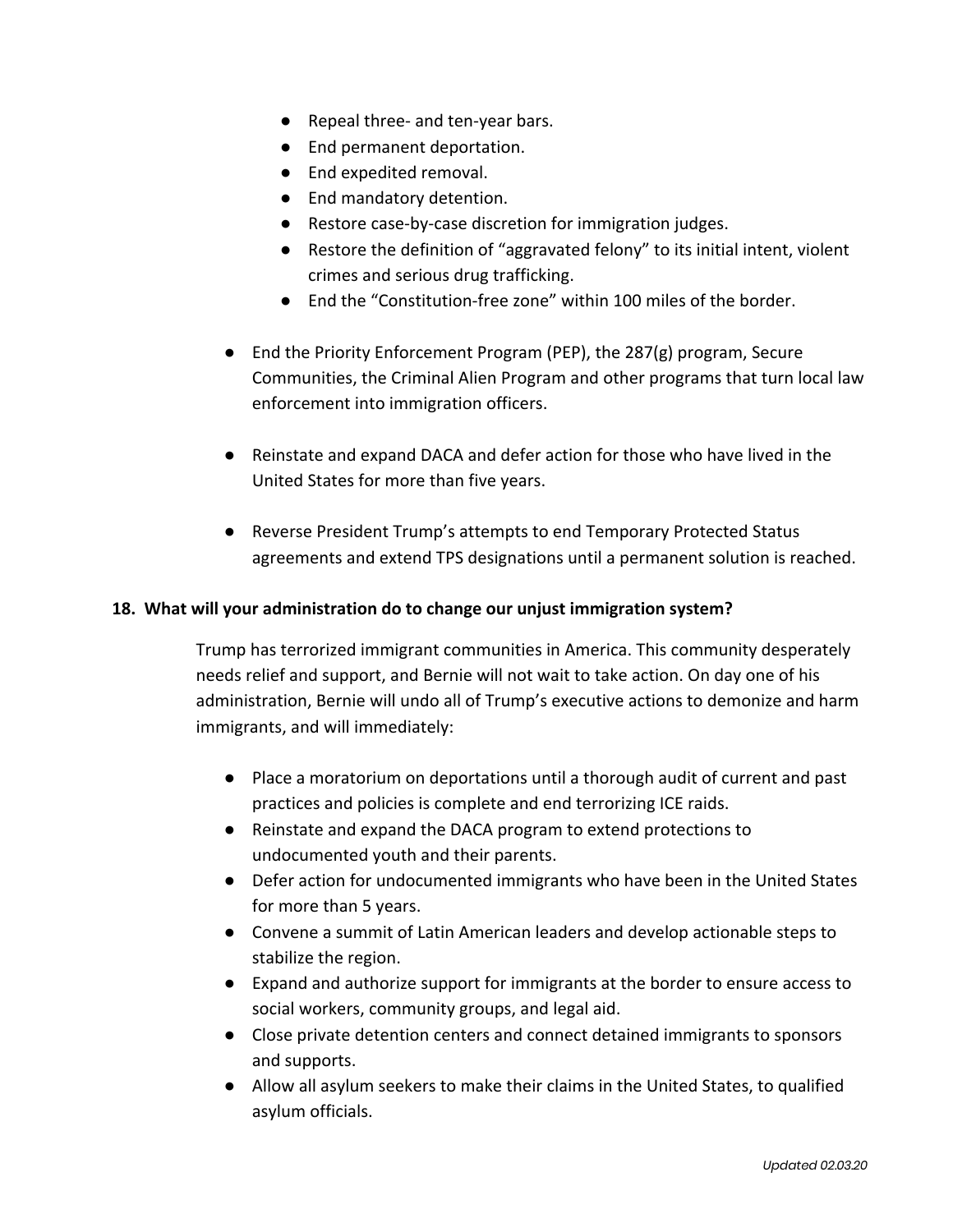- Repeal three- and ten-year bars.
  - End permanent deportation.
  - End expedited removal.
  - End mandatory detention.
  - Restore case-by-case discretion for immigration judges.
  - Restore the definition of "aggravated felony" to its initial intent, violent crimes and serious drug trafficking.
  - End the "Constitution-free zone" within 100 miles of the border.

- End the Priority Enforcement Program (PEP), the 287(g) program, Secure Communities, the Criminal Alien Program and other programs that turn local law enforcement into immigration officers.

- Reinstate and expand DACA and defer action for those who have lived in the United States for more than five years.

- Reverse President Trump's attempts to end Temporary Protected Status agreements and extend TPS designations until a permanent solution is reached.

**18. What will your administration do to change our unjust immigration system?**

Trump has terrorized immigrant communities in America. This community desperately needs relief and support, and Bernie will not wait to take action. On day one of his administration, Bernie will undo all of Trump's executive actions to demonize and harm immigrants, and will immediately:

- Place a moratorium on deportations until a thorough audit of current and past practices and policies is complete and end terrorizing ICE raids.
- Reinstate and expand the DACA program to extend protections to undocumented youth and their parents.
- Defer action for undocumented immigrants who have been in the United States for more than 5 years.
- Convene a summit of Latin American leaders and develop actionable steps to stabilize the region.
- Expand and authorize support for immigrants at the border to ensure access to social workers, community groups, and legal aid.
- Close private detention centers and connect detained immigrants to sponsors and supports.
- Allow all asylum seekers to make their claims in the United States, to qualified asylum officials.

*Updated 02.03.20*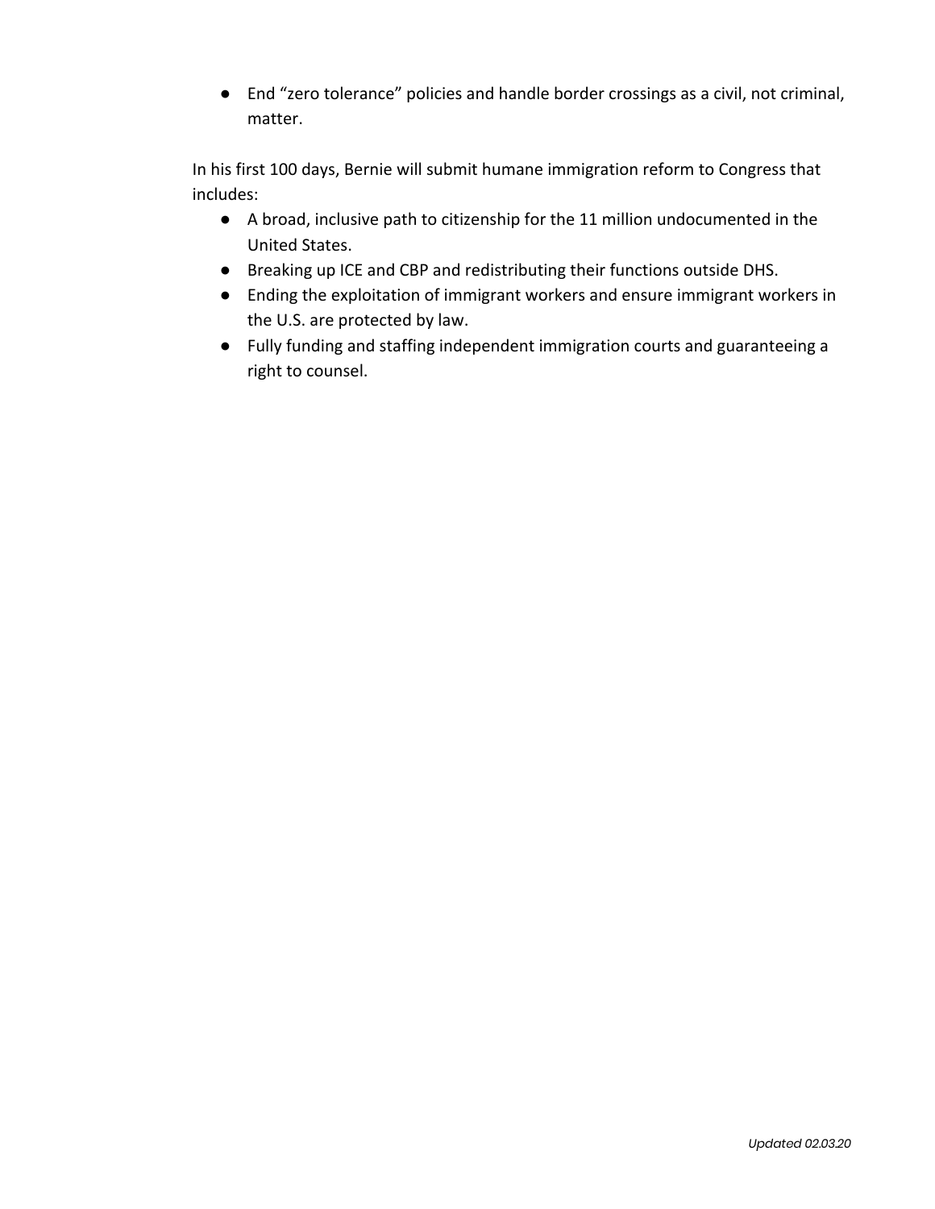- End "zero tolerance" policies and handle border crossings as a civil, not criminal, matter.

In his first 100 days, Bernie will submit humane immigration reform to Congress that includes:

- A broad, inclusive path to citizenship for the 11 million undocumented in the United States.
- Breaking up ICE and CBP and redistributing their functions outside DHS.
- Ending the exploitation of immigrant workers and ensure immigrant workers in the U.S. are protected by law.
- Fully funding and staffing independent immigration courts and guaranteeing a right to counsel.

*Updated 02.03.20*